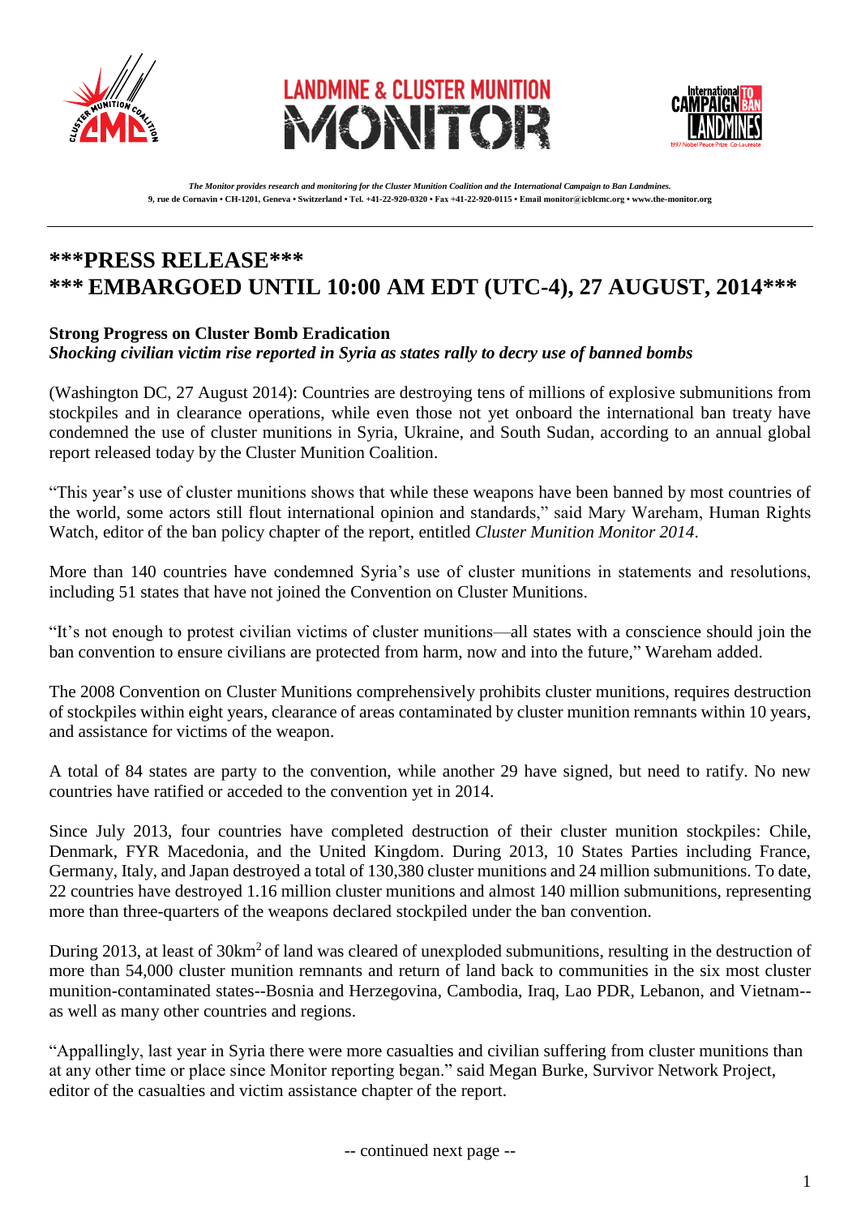*The Monitor provides research and monitoring for the Cluster Munition Coalition and the International Campaign to Ban Landmines.*
**9, rue de Cornavin • CH-1201, Geneva • Switzerland • Tel. +41-22-920-0320 • Fax +41-22-920-0115 • Email monitor@icblcmc.org • www.the-monitor.org**

---

# \*\*\*PRESS RELEASE\*\*\*
# \*\*\* EMBARGOED UNTIL 10:00 AM EDT (UTC-4), 27 AUGUST, 2014\*\*\*

**Strong Progress on Cluster Bomb Eradication**
***Shocking civilian victim rise reported in Syria as states rally to decry use of banned bombs***

(Washington DC, 27 August 2014): Countries are destroying tens of millions of explosive submunitions from stockpiles and in clearance operations, while even those not yet onboard the international ban treaty have condemned the use of cluster munitions in Syria, Ukraine, and South Sudan, according to an annual global report released today by the Cluster Munition Coalition.

"This year's use of cluster munitions shows that while these weapons have been banned by most countries of the world, some actors still flout international opinion and standards," said Mary Wareham, Human Rights Watch, editor of the ban policy chapter of the report, entitled *Cluster Munition Monitor 2014*.

More than 140 countries have condemned Syria's use of cluster munitions in statements and resolutions, including 51 states that have not joined the Convention on Cluster Munitions.

"It's not enough to protest civilian victims of cluster munitions—all states with a conscience should join the ban convention to ensure civilians are protected from harm, now and into the future," Wareham added.

The 2008 Convention on Cluster Munitions comprehensively prohibits cluster munitions, requires destruction of stockpiles within eight years, clearance of areas contaminated by cluster munition remnants within 10 years, and assistance for victims of the weapon.

A total of 84 states are party to the convention, while another 29 have signed, but need to ratify. No new countries have ratified or acceded to the convention yet in 2014.

Since July 2013, four countries have completed destruction of their cluster munition stockpiles: Chile, Denmark, FYR Macedonia, and the United Kingdom. During 2013, 10 States Parties including France, Germany, Italy, and Japan destroyed a total of 130,380 cluster munitions and 24 million submunitions. To date, 22 countries have destroyed 1.16 million cluster munitions and almost 140 million submunitions, representing more than three-quarters of the weapons declared stockpiled under the ban convention.

During 2013, at least of 30km$^2$ of land was cleared of unexploded submunitions, resulting in the destruction of more than 54,000 cluster munition remnants and return of land back to communities in the six most cluster munition-contaminated states--Bosnia and Herzegovina, Cambodia, Iraq, Lao PDR, Lebanon, and Vietnam--as well as many other countries and regions.

"Appallingly, last year in Syria there were more casualties and civilian suffering from cluster munitions than at any other time or place since Monitor reporting began." said Megan Burke, Survivor Network Project, editor of the casualties and victim assistance chapter of the report.

-- continued next page --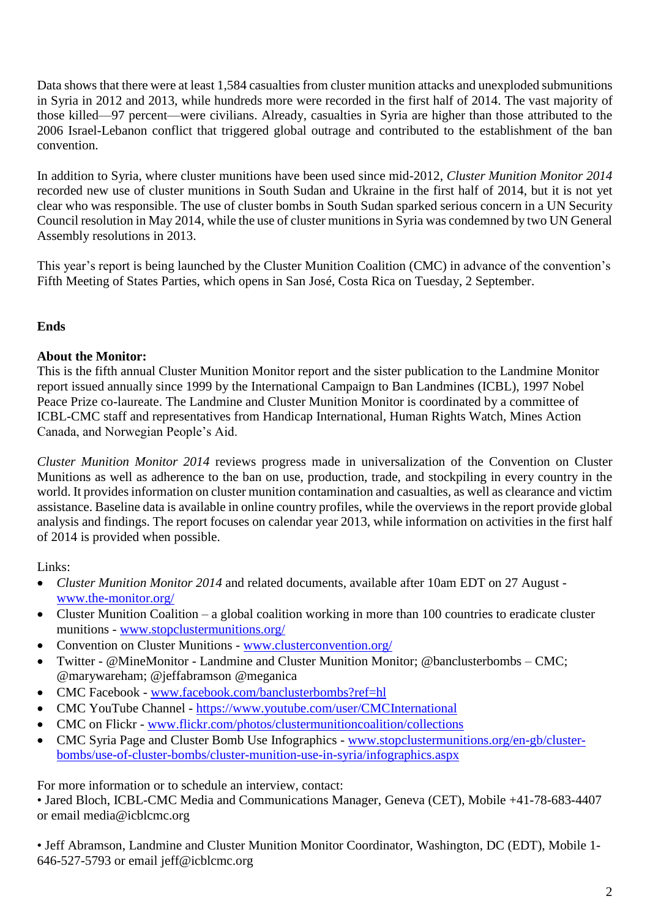Data shows that there were at least 1,584 casualties from cluster munition attacks and unexploded submunitions in Syria in 2012 and 2013, while hundreds more were recorded in the first half of 2014. The vast majority of those killed—97 percent—were civilians. Already, casualties in Syria are higher than those attributed to the 2006 Israel-Lebanon conflict that triggered global outrage and contributed to the establishment of the ban convention.

In addition to Syria, where cluster munitions have been used since mid-2012, *Cluster Munition Monitor 2014* recorded new use of cluster munitions in South Sudan and Ukraine in the first half of 2014, but it is not yet clear who was responsible. The use of cluster bombs in South Sudan sparked serious concern in a UN Security Council resolution in May 2014, while the use of cluster munitions in Syria was condemned by two UN General Assembly resolutions in 2013.

This year's report is being launched by the Cluster Munition Coalition (CMC) in advance of the convention's Fifth Meeting of States Parties, which opens in San José, Costa Rica on Tuesday, 2 September.

**Ends**

**About the Monitor:**
This is the fifth annual Cluster Munition Monitor report and the sister publication to the Landmine Monitor report issued annually since 1999 by the International Campaign to Ban Landmines (ICBL), 1997 Nobel Peace Prize co-laureate. The Landmine and Cluster Munition Monitor is coordinated by a committee of ICBL-CMC staff and representatives from Handicap International, Human Rights Watch, Mines Action Canada, and Norwegian People's Aid.

*Cluster Munition Monitor 2014* reviews progress made in universalization of the Convention on Cluster Munitions as well as adherence to the ban on use, production, trade, and stockpiling in every country in the world. It provides information on cluster munition contamination and casualties, as well as clearance and victim assistance. Baseline data is available in online country profiles, while the overviews in the report provide global analysis and findings. The report focuses on calendar year 2013, while information on activities in the first half of 2014 is provided when possible.

Links:

- *Cluster Munition Monitor 2014* and related documents, available after 10am EDT on 27 August - www.the-monitor.org/
- Cluster Munition Coalition – a global coalition working in more than 100 countries to eradicate cluster munitions - www.stopclustermunitions.org/
- Convention on Cluster Munitions - www.clusterconvention.org/
- Twitter - @MineMonitor - Landmine and Cluster Munition Monitor; @banclusterbombs – CMC; @marywareham; @jeffabramson @meganica
- CMC Facebook - www.facebook.com/banclusterbombs?ref=hl
- CMC YouTube Channel - https://www.youtube.com/user/CMCInternational
- CMC on Flickr - www.flickr.com/photos/clustermunitioncoalition/collections
- CMC Syria Page and Cluster Bomb Use Infographics - www.stopclustermunitions.org/en-gb/cluster-bombs/use-of-cluster-bombs/cluster-munition-use-in-syria/infographics.aspx

For more information or to schedule an interview, contact:

• Jared Bloch, ICBL-CMC Media and Communications Manager, Geneva (CET), Mobile +41-78-683-4407 or email media@icblcmc.org

• Jeff Abramson, Landmine and Cluster Munition Monitor Coordinator, Washington, DC (EDT), Mobile 1-646-527-5793 or email jeff@icblcmc.org